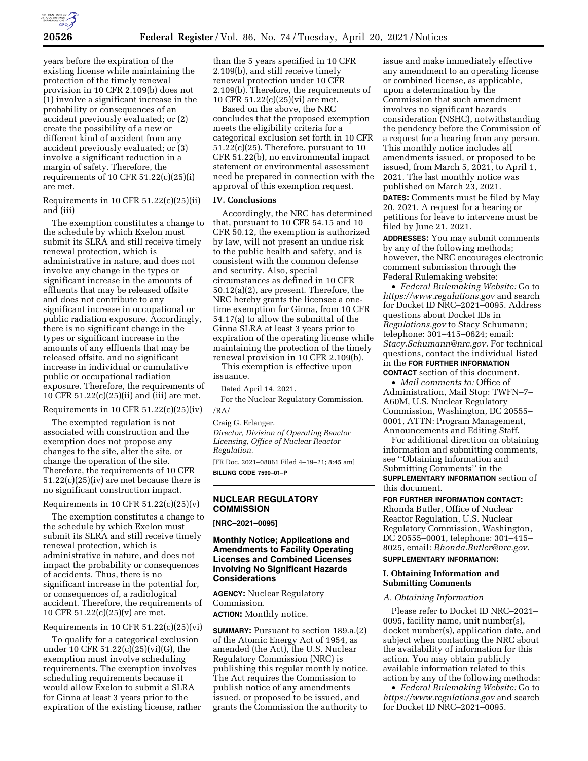years before the expiration of the existing license while maintaining the protection of the timely renewal provision in 10 CFR 2.109(b) does not (1) involve a significant increase in the probability or consequences of an accident previously evaluated; or (2) create the possibility of a new or different kind of accident from any accident previously evaluated; or (3) involve a significant reduction in a margin of safety. Therefore, the requirements of 10 CFR 51.22(c)(25)(i) are met.

Requirements in 10 CFR 51.22(c)(25)(ii) and (iii)

The exemption constitutes a change to the schedule by which Exelon must submit its SLRA and still receive timely renewal protection, which is administrative in nature, and does not involve any change in the types or significant increase in the amounts of effluents that may be released offsite and does not contribute to any significant increase in occupational or public radiation exposure. Accordingly, there is no significant change in the types or significant increase in the amounts of any effluents that may be released offsite, and no significant increase in individual or cumulative public or occupational radiation exposure. Therefore, the requirements of 10 CFR 51.22(c)(25)(ii) and (iii) are met.

Requirements in 10 CFR 51.22(c)(25)(iv)

The exempted regulation is not associated with construction and the exemption does not propose any changes to the site, alter the site, or change the operation of the site. Therefore, the requirements of 10 CFR 51.22(c)(25)(iv) are met because there is no significant construction impact.

Requirements in 10 CFR 51.22(c)(25)(v)

The exemption constitutes a change to the schedule by which Exelon must submit its SLRA and still receive timely renewal protection, which is administrative in nature, and does not impact the probability or consequences of accidents. Thus, there is no significant increase in the potential for, or consequences of, a radiological accident. Therefore, the requirements of 10 CFR 51.22(c)(25)(v) are met.

Requirements in 10 CFR 51.22(c)(25)(vi)

To qualify for a categorical exclusion under 10 CFR 51.22(c)(25)(vi)(G), the exemption must involve scheduling requirements. The exemption involves scheduling requirements because it would allow Exelon to submit a SLRA for Ginna at least 3 years prior to the expiration of the existing license, rather than the 5 years specified in 10 CFR 2.109(b), and still receive timely renewal protection under 10 CFR 2.109(b). Therefore, the requirements of 10 CFR 51.22(c)(25)(vi) are met.

Based on the above, the NRC concludes that the proposed exemption meets the eligibility criteria for a categorical exclusion set forth in 10 CFR 51.22(c)(25). Therefore, pursuant to 10 CFR 51.22(b), no environmental impact statement or environmental assessment need be prepared in connection with the approval of this exemption request.

## IV. Conclusions

Accordingly, the NRC has determined that, pursuant to 10 CFR 54.15 and 10 CFR 50.12, the exemption is authorized by law, will not present an undue risk to the public health and safety, and is consistent with the common defense and security. Also, special circumstances as defined in 10 CFR 50.12(a)(2), are present. Therefore, the NRC hereby grants the licensee a one-time exemption for Ginna, from 10 CFR 54.17(a) to allow the submittal of the Ginna SLRA at least 3 years prior to expiration of the operating license while maintaining the protection of the timely renewal provision in 10 CFR 2.109(b).

This exemption is effective upon issuance.

Dated April 14, 2021.

For the Nuclear Regulatory Commission.

/RA/

Craig G. Erlanger,

*Director, Division of Operating Reactor Licensing, Office of Nuclear Reactor Regulation.*

[FR Doc. 2021–08061 Filed 4–19–21; 8:45 am]

**BILLING CODE 7590–01–P**

---

# NUCLEAR REGULATORY COMMISSION

**[NRC–2021–0095]**

## Monthly Notice; Applications and Amendments to Facility Operating Licenses and Combined Licenses Involving No Significant Hazards Considerations

**AGENCY:** Nuclear Regulatory Commission.

**ACTION:** Monthly notice.

**SUMMARY:** Pursuant to section 189.a.(2) of the Atomic Energy Act of 1954, as amended (the Act), the U.S. Nuclear Regulatory Commission (NRC) is publishing this regular monthly notice. The Act requires the Commission to publish notice of any amendments issued, or proposed to be issued, and grants the Commission the authority to issue and make immediately effective any amendment to an operating license or combined license, as applicable, upon a determination by the Commission that such amendment involves no significant hazards consideration (NSHC), notwithstanding the pendency before the Commission of a request for a hearing from any person. This monthly notice includes all amendments issued, or proposed to be issued, from March 5, 2021, to April 1, 2021. The last monthly notice was published on March 23, 2021.

**DATES:** Comments must be filed by May 20, 2021. A request for a hearing or petitions for leave to intervene must be filed by June 21, 2021.

**ADDRESSES:** You may submit comments by any of the following methods; however, the NRC encourages electronic comment submission through the Federal Rulemaking website:

- *Federal Rulemaking Website:* Go to *https://www.regulations.gov* and search for Docket ID NRC–2021–0095. Address questions about Docket IDs in *Regulations.gov* to Stacy Schumann; telephone: 301–415–0624; email: *Stacy.Schumann@nrc.gov*. For technical questions, contact the individual listed in the **FOR FURTHER INFORMATION CONTACT** section of this document.
- *Mail comments to:* Office of Administration, Mail Stop: TWFN–7–A60M, U.S. Nuclear Regulatory Commission, Washington, DC 20555–0001, ATTN: Program Management, Announcements and Editing Staff.

For additional direction on obtaining information and submitting comments, see ''Obtaining Information and Submitting Comments'' in the **SUPPLEMENTARY INFORMATION** section of this document.

**FOR FURTHER INFORMATION CONTACT:** Rhonda Butler, Office of Nuclear Reactor Regulation, U.S. Nuclear Regulatory Commission, Washington, DC 20555–0001, telephone: 301–415–8025, email: *Rhonda.Butler@nrc.gov*.

**SUPPLEMENTARY INFORMATION:**

## I. Obtaining Information and Submitting Comments

### *A. Obtaining Information*

Please refer to Docket ID NRC–2021–0095, facility name, unit number(s), docket number(s), application date, and subject when contacting the NRC about the availability of information for this action. You may obtain publicly available information related to this action by any of the following methods:

- *Federal Rulemaking Website:* Go to *https://www.regulations.gov* and search for Docket ID NRC–2021–0095.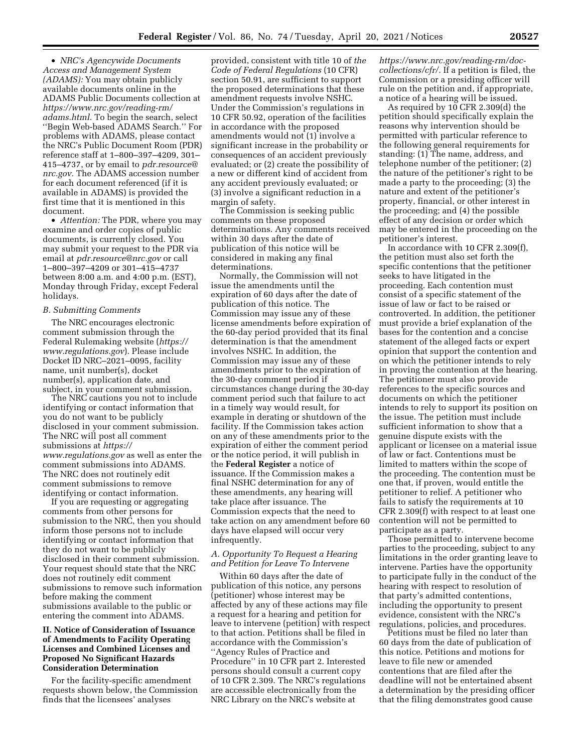- *NRC's Agencywide Documents Access and Management System (ADAMS):* You may obtain publicly available documents online in the ADAMS Public Documents collection at *https://www.nrc.gov/reading-rm/adams.html.* To begin the search, select ''Begin Web-based ADAMS Search.'' For problems with ADAMS, please contact the NRC's Public Document Room (PDR) reference staff at 1–800–397–4209, 301–415–4737, or by email to *pdr.resource@nrc.gov.* The ADAMS accession number for each document referenced (if it is available in ADAMS) is provided the first time that it is mentioned in this document.
- *Attention:* The PDR, where you may examine and order copies of public documents, is currently closed. You may submit your request to the PDR via email at *pdr.resource@nrc.gov* or call 1–800–397–4209 or 301–415–4737 between 8:00 a.m. and 4:00 p.m. (EST), Monday through Friday, except Federal holidays.

### *B. Submitting Comments*

The NRC encourages electronic comment submission through the Federal Rulemaking website (*https://www.regulations.gov*). Please include Docket ID NRC–2021–0095, facility name, unit number(s), docket number(s), application date, and subject, in your comment submission.

The NRC cautions you not to include identifying or contact information that you do not want to be publicly disclosed in your comment submission. The NRC will post all comment submissions at *https://www.regulations.gov* as well as enter the comment submissions into ADAMS. The NRC does not routinely edit comment submissions to remove identifying or contact information.

If you are requesting or aggregating comments from other persons for submission to the NRC, then you should inform those persons not to include identifying or contact information that they do not want to be publicly disclosed in their comment submission. Your request should state that the NRC does not routinely edit comment submissions to remove such information before making the comment submissions available to the public or entering the comment into ADAMS.

## II. Notice of Consideration of Issuance of Amendments to Facility Operating Licenses and Combined Licenses and Proposed No Significant Hazards Consideration Determination

For the facility-specific amendment requests shown below, the Commission finds that the licensees' analyses provided, consistent with title 10 of *the Code of Federal Regulations* (10 CFR) section 50.91, are sufficient to support the proposed determinations that these amendment requests involve NSHC. Under the Commission's regulations in 10 CFR 50.92, operation of the facilities in accordance with the proposed amendments would not (1) involve a significant increase in the probability or consequences of an accident previously evaluated; or (2) create the possibility of a new or different kind of accident from any accident previously evaluated; or (3) involve a significant reduction in a margin of safety.

The Commission is seeking public comments on these proposed determinations. Any comments received within 30 days after the date of publication of this notice will be considered in making any final determinations.

Normally, the Commission will not issue the amendments until the expiration of 60 days after the date of publication of this notice. The Commission may issue any of these license amendments before expiration of the 60-day period provided that its final determination is that the amendment involves NSHC. In addition, the Commission may issue any of these amendments prior to the expiration of the 30-day comment period if circumstances change during the 30-day comment period such that failure to act in a timely way would result, for example in derating or shutdown of the facility. If the Commission takes action on any of these amendments prior to the expiration of either the comment period or the notice period, it will publish in the **Federal Register** a notice of issuance. If the Commission makes a final NSHC determination for any of these amendments, any hearing will take place after issuance. The Commission expects that the need to take action on any amendment before 60 days have elapsed will occur very infrequently.

### *A. Opportunity To Request a Hearing and Petition for Leave To Intervene*

Within 60 days after the date of publication of this notice, any persons (petitioner) whose interest may be affected by any of these actions may file a request for a hearing and petition for leave to intervene (petition) with respect to that action. Petitions shall be filed in accordance with the Commission's ''Agency Rules of Practice and Procedure'' in 10 CFR part 2. Interested persons should consult a current copy of 10 CFR 2.309. The NRC's regulations are accessible electronically from the NRC Library on the NRC's website at *https://www.nrc.gov/reading-rm/doc-collections/cfr/.* If a petition is filed, the Commission or a presiding officer will rule on the petition and, if appropriate, a notice of a hearing will be issued.

As required by 10 CFR 2.309(d) the petition should specifically explain the reasons why intervention should be permitted with particular reference to the following general requirements for standing: (1) The name, address, and telephone number of the petitioner; (2) the nature of the petitioner's right to be made a party to the proceeding; (3) the nature and extent of the petitioner's property, financial, or other interest in the proceeding; and (4) the possible effect of any decision or order which may be entered in the proceeding on the petitioner's interest.

In accordance with 10 CFR 2.309(f), the petition must also set forth the specific contentions that the petitioner seeks to have litigated in the proceeding. Each contention must consist of a specific statement of the issue of law or fact to be raised or controverted. In addition, the petitioner must provide a brief explanation of the bases for the contention and a concise statement of the alleged facts or expert opinion that support the contention and on which the petitioner intends to rely in proving the contention at the hearing. The petitioner must also provide references to the specific sources and documents on which the petitioner intends to rely to support its position on the issue. The petition must include sufficient information to show that a genuine dispute exists with the applicant or licensee on a material issue of law or fact. Contentions must be limited to matters within the scope of the proceeding. The contention must be one that, if proven, would entitle the petitioner to relief. A petitioner who fails to satisfy the requirements at 10 CFR 2.309(f) with respect to at least one contention will not be permitted to participate as a party.

Those permitted to intervene become parties to the proceeding, subject to any limitations in the order granting leave to intervene. Parties have the opportunity to participate fully in the conduct of the hearing with respect to resolution of that party's admitted contentions, including the opportunity to present evidence, consistent with the NRC's regulations, policies, and procedures.

Petitions must be filed no later than 60 days from the date of publication of this notice. Petitions and motions for leave to file new or amended contentions that are filed after the deadline will not be entertained absent a determination by the presiding officer that the filing demonstrates good cause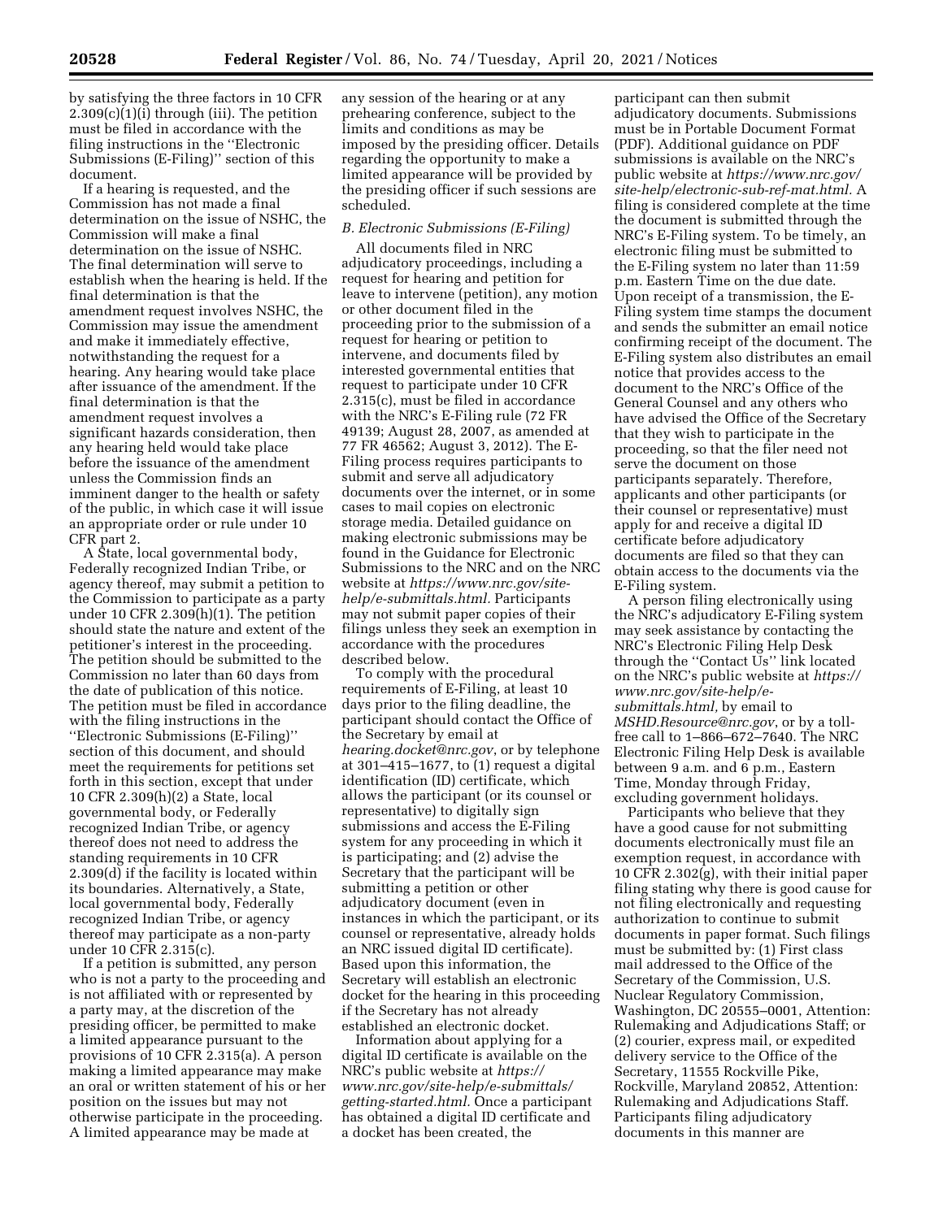by satisfying the three factors in 10 CFR 2.309(c)(1)(i) through (iii). The petition must be filed in accordance with the filing instructions in the ''Electronic Submissions (E-Filing)'' section of this document.

If a hearing is requested, and the Commission has not made a final determination on the issue of NSHC, the Commission will make a final determination on the issue of NSHC. The final determination will serve to establish when the hearing is held. If the final determination is that the amendment request involves NSHC, the Commission may issue the amendment and make it immediately effective, notwithstanding the request for a hearing. Any hearing would take place after issuance of the amendment. If the final determination is that the amendment request involves a significant hazards consideration, then any hearing held would take place before the issuance of the amendment unless the Commission finds an imminent danger to the health or safety of the public, in which case it will issue an appropriate order or rule under 10 CFR part 2.

A State, local governmental body, Federally recognized Indian Tribe, or agency thereof, may submit a petition to the Commission to participate as a party under 10 CFR 2.309(h)(1). The petition should state the nature and extent of the petitioner's interest in the proceeding. The petition should be submitted to the Commission no later than 60 days from the date of publication of this notice. The petition must be filed in accordance with the filing instructions in the ''Electronic Submissions (E-Filing)'' section of this document, and should meet the requirements for petitions set forth in this section, except that under 10 CFR 2.309(h)(2) a State, local governmental body, or Federally recognized Indian Tribe, or agency thereof does not need to address the standing requirements in 10 CFR 2.309(d) if the facility is located within its boundaries. Alternatively, a State, local governmental body, Federally recognized Indian Tribe, or agency thereof may participate as a non-party under 10 CFR 2.315(c).

If a petition is submitted, any person who is not a party to the proceeding and is not affiliated with or represented by a party may, at the discretion of the presiding officer, be permitted to make a limited appearance pursuant to the provisions of 10 CFR 2.315(a). A person making a limited appearance may make an oral or written statement of his or her position on the issues but may not otherwise participate in the proceeding. A limited appearance may be made at any session of the hearing or at any prehearing conference, subject to the limits and conditions as may be imposed by the presiding officer. Details regarding the opportunity to make a limited appearance will be provided by the presiding officer if such sessions are scheduled.

### *B. Electronic Submissions (E-Filing)*

All documents filed in NRC adjudicatory proceedings, including a request for hearing and petition for leave to intervene (petition), any motion or other document filed in the proceeding prior to the submission of a request for hearing or petition to intervene, and documents filed by interested governmental entities that request to participate under 10 CFR 2.315(c), must be filed in accordance with the NRC's E-Filing rule (72 FR 49139; August 28, 2007, as amended at 77 FR 46562; August 3, 2012). The E-Filing process requires participants to submit and serve all adjudicatory documents over the internet, or in some cases to mail copies on electronic storage media. Detailed guidance on making electronic submissions may be found in the Guidance for Electronic Submissions to the NRC and on the NRC website at *https://www.nrc.gov/site-help/e-submittals.html.* Participants may not submit paper copies of their filings unless they seek an exemption in accordance with the procedures described below.

To comply with the procedural requirements of E-Filing, at least 10 days prior to the filing deadline, the participant should contact the Office of the Secretary by email at *hearing.docket@nrc.gov*, or by telephone at 301–415–1677, to (1) request a digital identification (ID) certificate, which allows the participant (or its counsel or representative) to digitally sign submissions and access the E-Filing system for any proceeding in which it is participating; and (2) advise the Secretary that the participant will be submitting a petition or other adjudicatory document (even in instances in which the participant, or its counsel or representative, already holds an NRC issued digital ID certificate). Based upon this information, the Secretary will establish an electronic docket for the hearing in this proceeding if the Secretary has not already established an electronic docket.

Information about applying for a digital ID certificate is available on the NRC's public website at *https://www.nrc.gov/site-help/e-submittals/getting-started.html.* Once a participant has obtained a digital ID certificate and a docket has been created, the participant can then submit adjudicatory documents. Submissions must be in Portable Document Format (PDF). Additional guidance on PDF submissions is available on the NRC's public website at *https://www.nrc.gov/site-help/electronic-sub-ref-mat.html.* A filing is considered complete at the time the document is submitted through the NRC's E-Filing system. To be timely, an electronic filing must be submitted to the E-Filing system no later than 11:59 p.m. Eastern Time on the due date. Upon receipt of a transmission, the E-Filing system time stamps the document and sends the submitter an email notice confirming receipt of the document. The E-Filing system also distributes an email notice that provides access to the document to the NRC's Office of the General Counsel and any others who have advised the Office of the Secretary that they wish to participate in the proceeding, so that the filer need not serve the document on those participants separately. Therefore, applicants and other participants (or their counsel or representative) must apply for and receive a digital ID certificate before adjudicatory documents are filed so that they can obtain access to the documents via the E-Filing system.

A person filing electronically using the NRC's adjudicatory E-Filing system may seek assistance by contacting the NRC's Electronic Filing Help Desk through the ''Contact Us'' link located on the NRC's public website at *https://www.nrc.gov/site-help/e-submittals.html,* by email to *MSHD.Resource@nrc.gov*, or by a toll-free call to 1–866–672–7640. The NRC Electronic Filing Help Desk is available between 9 a.m. and 6 p.m., Eastern Time, Monday through Friday, excluding government holidays.

Participants who believe that they have a good cause for not submitting documents electronically must file an exemption request, in accordance with 10 CFR 2.302(g), with their initial paper filing stating why there is good cause for not filing electronically and requesting authorization to continue to submit documents in paper format. Such filings must be submitted by: (1) First class mail addressed to the Office of the Secretary of the Commission, U.S. Nuclear Regulatory Commission, Washington, DC 20555–0001, Attention: Rulemaking and Adjudications Staff; or (2) courier, express mail, or expedited delivery service to the Office of the Secretary, 11555 Rockville Pike, Rockville, Maryland 20852, Attention: Rulemaking and Adjudications Staff. Participants filing adjudicatory documents in this manner are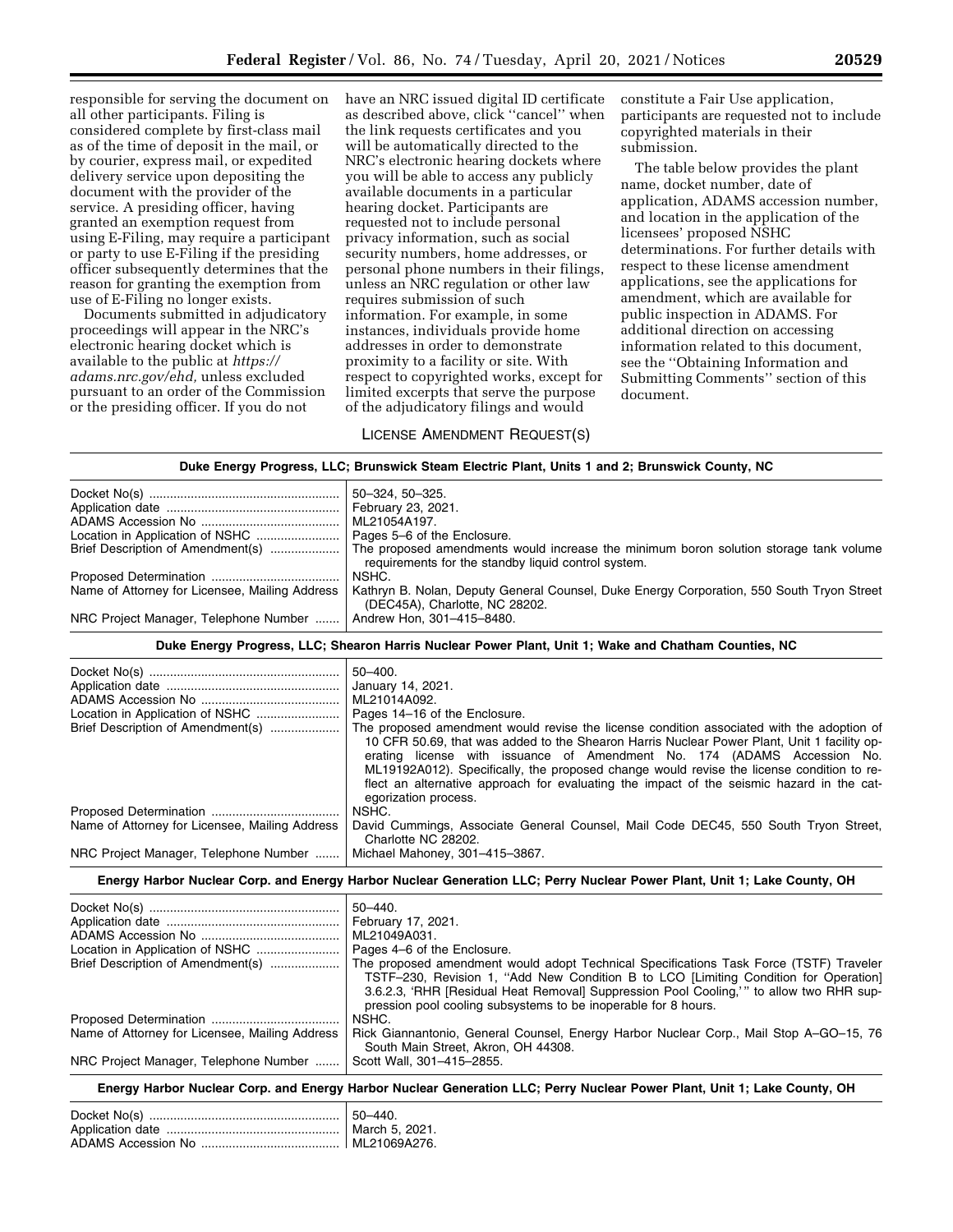responsible for serving the document on all other participants. Filing is considered complete by first-class mail as of the time of deposit in the mail, or by courier, express mail, or expedited delivery service upon depositing the document with the provider of the service. A presiding officer, having granted an exemption request from using E-Filing, may require a participant or party to use E-Filing if the presiding officer subsequently determines that the reason for granting the exemption from use of E-Filing no longer exists.

Documents submitted in adjudicatory proceedings will appear in the NRC's electronic hearing docket which is available to the public at *https://adams.nrc.gov/ehd,* unless excluded pursuant to an order of the Commission or the presiding officer. If you do not have an NRC issued digital ID certificate as described above, click ''cancel'' when the link requests certificates and you will be automatically directed to the NRC's electronic hearing dockets where you will be able to access any publicly available documents in a particular hearing docket. Participants are requested not to include personal privacy information, such as social security numbers, home addresses, or personal phone numbers in their filings, unless an NRC regulation or other law requires submission of such information. For example, in some instances, individuals provide home addresses in order to demonstrate proximity to a facility or site. With respect to copyrighted works, except for limited excerpts that serve the purpose of the adjudicatory filings and would constitute a Fair Use application, participants are requested not to include copyrighted materials in their submission.

The table below provides the plant name, docket number, date of application, ADAMS accession number, and location in the application of the licensees' proposed NSHC determinations. For further details with respect to these license amendment applications, see the applications for amendment, which are available for public inspection in ADAMS. For additional direction on accessing information related to this document, see the ''Obtaining Information and Submitting Comments'' section of this document.

LICENSE AMENDMENT REQUEST(S)

| | |
|---|---|
| **Duke Energy Progress, LLC; Brunswick Steam Electric Plant, Units 1 and 2; Brunswick County, NC** | |
| Docket No(s) | 50–324, 50–325. |
| Application date | February 23, 2021. |
| ADAMS Accession No | ML21054A197. |
| Location in Application of NSHC | Pages 5–6 of the Enclosure. |
| Brief Description of Amendment(s) | The proposed amendments would increase the minimum boron solution storage tank volume requirements for the standby liquid control system. |
| Proposed Determination | NSHC. |
| Name of Attorney for Licensee, Mailing Address | Kathryn B. Nolan, Deputy General Counsel, Duke Energy Corporation, 550 South Tryon Street (DEC45A), Charlotte, NC 28202. |
| NRC Project Manager, Telephone Number | Andrew Hon, 301–415–8480. |
| **Duke Energy Progress, LLC; Shearon Harris Nuclear Power Plant, Unit 1; Wake and Chatham Counties, NC** | |
| Docket No(s) | 50–400. |
| Application date | January 14, 2021. |
| ADAMS Accession No | ML21014A092. |
| Location in Application of NSHC | Pages 14–16 of the Enclosure. |
| Brief Description of Amendment(s) | The proposed amendment would revise the license condition associated with the adoption of 10 CFR 50.69, that was added to the Shearon Harris Nuclear Power Plant, Unit 1 facility operating license with issuance of Amendment No. 174 (ADAMS Accession No. ML19192A012). Specifically, the proposed change would revise the license condition to reflect an alternative approach for evaluating the impact of the seismic hazard in the categorization process. |
| Proposed Determination | NSHC. |
| Name of Attorney for Licensee, Mailing Address | David Cummings, Associate General Counsel, Mail Code DEC45, 550 South Tryon Street, Charlotte NC 28202. |
| NRC Project Manager, Telephone Number | Michael Mahoney, 301–415–3867. |
| **Energy Harbor Nuclear Corp. and Energy Harbor Nuclear Generation LLC; Perry Nuclear Power Plant, Unit 1; Lake County, OH** | |
| Docket No(s) | 50–440. |
| Application date | February 17, 2021. |
| ADAMS Accession No | ML21049A031. |
| Location in Application of NSHC | Pages 4–6 of the Enclosure. |
| Brief Description of Amendment(s) | The proposed amendment would adopt Technical Specifications Task Force (TSTF) Traveler TSTF–230, Revision 1, ''Add New Condition B to LCO [Limiting Condition for Operation] 3.6.2.3, 'RHR [Residual Heat Removal] Suppression Pool Cooling,' '' to allow two RHR suppression pool cooling subsystems to be inoperable for 8 hours. |
| Proposed Determination | NSHC. |
| Name of Attorney for Licensee, Mailing Address | Rick Giannantonio, General Counsel, Energy Harbor Nuclear Corp., Mail Stop A–GO–15, 76 South Main Street, Akron, OH 44308. |
| NRC Project Manager, Telephone Number | Scott Wall, 301–415–2855. |
| **Energy Harbor Nuclear Corp. and Energy Harbor Nuclear Generation LLC; Perry Nuclear Power Plant, Unit 1; Lake County, OH** | |
| Docket No(s) | 50–440. |
| Application date | March 5, 2021. |
| ADAMS Accession No | ML21069A276. |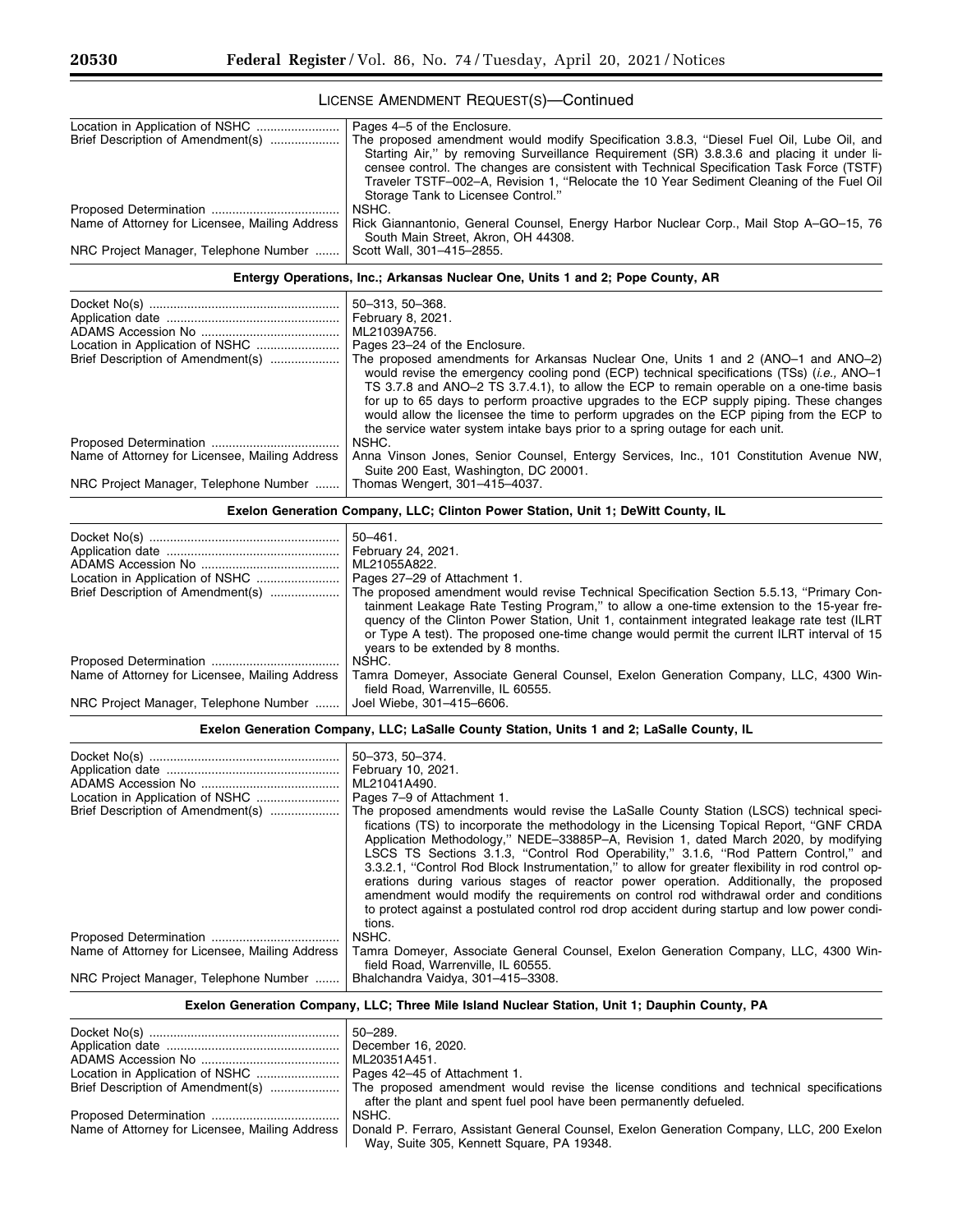## LICENSE AMENDMENT REQUEST(S)—Continued

| | |
|---|---|
| Location in Application of NSHC | Pages 4–5 of the Enclosure. |
| Brief Description of Amendment(s) | The proposed amendment would modify Specification 3.8.3, ''Diesel Fuel Oil, Lube Oil, and Starting Air,'' by removing Surveillance Requirement (SR) 3.8.3.6 and placing it under licensee control. The changes are consistent with Technical Specification Task Force (TSTF) Traveler TSTF–002–A, Revision 1, ''Relocate the 10 Year Sediment Cleaning of the Fuel Oil Storage Tank to Licensee Control.'' |
| Proposed Determination | NSHC. |
| Name of Attorney for Licensee, Mailing Address | Rick Giannantonio, General Counsel, Energy Harbor Nuclear Corp., Mail Stop A–GO–15, 76 South Main Street, Akron, OH 44308. |
| NRC Project Manager, Telephone Number | Scott Wall, 301–415–2855. |

**Entergy Operations, Inc.; Arkansas Nuclear One, Units 1 and 2; Pope County, AR**

| | |
|---|---|
| Docket No(s) | 50–313, 50–368. |
| Application date | February 8, 2021. |
| ADAMS Accession No | ML21039A756. |
| Location in Application of NSHC | Pages 23–24 of the Enclosure. |
| Brief Description of Amendment(s) | The proposed amendments for Arkansas Nuclear One, Units 1 and 2 (ANO–1 and ANO–2) would revise the emergency cooling pond (ECP) technical specifications (TSs) (*i.e.,* ANO–1 TS 3.7.8 and ANO–2 TS 3.7.4.1), to allow the ECP to remain operable on a one-time basis for up to 65 days to perform proactive upgrades to the ECP supply piping. These changes would allow the licensee the time to perform upgrades on the ECP piping from the ECP to the service water system intake bays prior to a spring outage for each unit. |
| Proposed Determination | NSHC. |
| Name of Attorney for Licensee, Mailing Address | Anna Vinson Jones, Senior Counsel, Entergy Services, Inc., 101 Constitution Avenue NW, Suite 200 East, Washington, DC 20001. |
| NRC Project Manager, Telephone Number | Thomas Wengert, 301–415–4037. |

**Exelon Generation Company, LLC; Clinton Power Station, Unit 1; DeWitt County, IL**

| | |
|---|---|
| Docket No(s) | 50–461. |
| Application date | February 24, 2021. |
| ADAMS Accession No | ML21055A822. |
| Location in Application of NSHC | Pages 27–29 of Attachment 1. |
| Brief Description of Amendment(s) | The proposed amendment would revise Technical Specification Section 5.5.13, ''Primary Containment Leakage Rate Testing Program,'' to allow a one-time extension to the 15-year frequency of the Clinton Power Station, Unit 1, containment integrated leakage rate test (ILRT or Type A test). The proposed one-time change would permit the current ILRT interval of 15 years to be extended by 8 months. |
| Proposed Determination | NSHC. |
| Name of Attorney for Licensee, Mailing Address | Tamra Domeyer, Associate General Counsel, Exelon Generation Company, LLC, 4300 Winfield Road, Warrenville, IL 60555. |
| NRC Project Manager, Telephone Number | Joel Wiebe, 301–415–6606. |

**Exelon Generation Company, LLC; LaSalle County Station, Units 1 and 2; LaSalle County, IL**

| | |
|---|---|
| Docket No(s) | 50–373, 50–374. |
| Application date | February 10, 2021. |
| ADAMS Accession No | ML21041A490. |
| Location in Application of NSHC | Pages 7–9 of Attachment 1. |
| Brief Description of Amendment(s) | The proposed amendments would revise the LaSalle County Station (LSCS) technical specifications (TS) to incorporate the methodology in the Licensing Topical Report, ''GNF CRDA Application Methodology,'' NEDE–33885P–A, Revision 1, dated March 2020, by modifying LSCS TS Sections 3.1.3, ''Control Rod Operability,'' 3.1.6, ''Rod Pattern Control,'' and 3.3.2.1, ''Control Rod Block Instrumentation,'' to allow for greater flexibility in rod control operations during various stages of reactor power operation. Additionally, the proposed amendment would modify the requirements on control rod withdrawal order and conditions to protect against a postulated control rod drop accident during startup and low power conditions. |
| Proposed Determination | NSHC. |
| Name of Attorney for Licensee, Mailing Address | Tamra Domeyer, Associate General Counsel, Exelon Generation Company, LLC, 4300 Winfield Road, Warrenville, IL 60555. |
| NRC Project Manager, Telephone Number | Bhalchandra Vaidya, 301–415–3308. |

**Exelon Generation Company, LLC; Three Mile Island Nuclear Station, Unit 1; Dauphin County, PA**

| | |
|---|---|
| Docket No(s) | 50–289. |
| Application date | December 16, 2020. |
| ADAMS Accession No | ML20351A451. |
| Location in Application of NSHC | Pages 42–45 of Attachment 1. |
| Brief Description of Amendment(s) | The proposed amendment would revise the license conditions and technical specifications after the plant and spent fuel pool have been permanently defueled. |
| Proposed Determination | NSHC. |
| Name of Attorney for Licensee, Mailing Address | Donald P. Ferraro, Assistant General Counsel, Exelon Generation Company, LLC, 200 Exelon Way, Suite 305, Kennett Square, PA 19348. |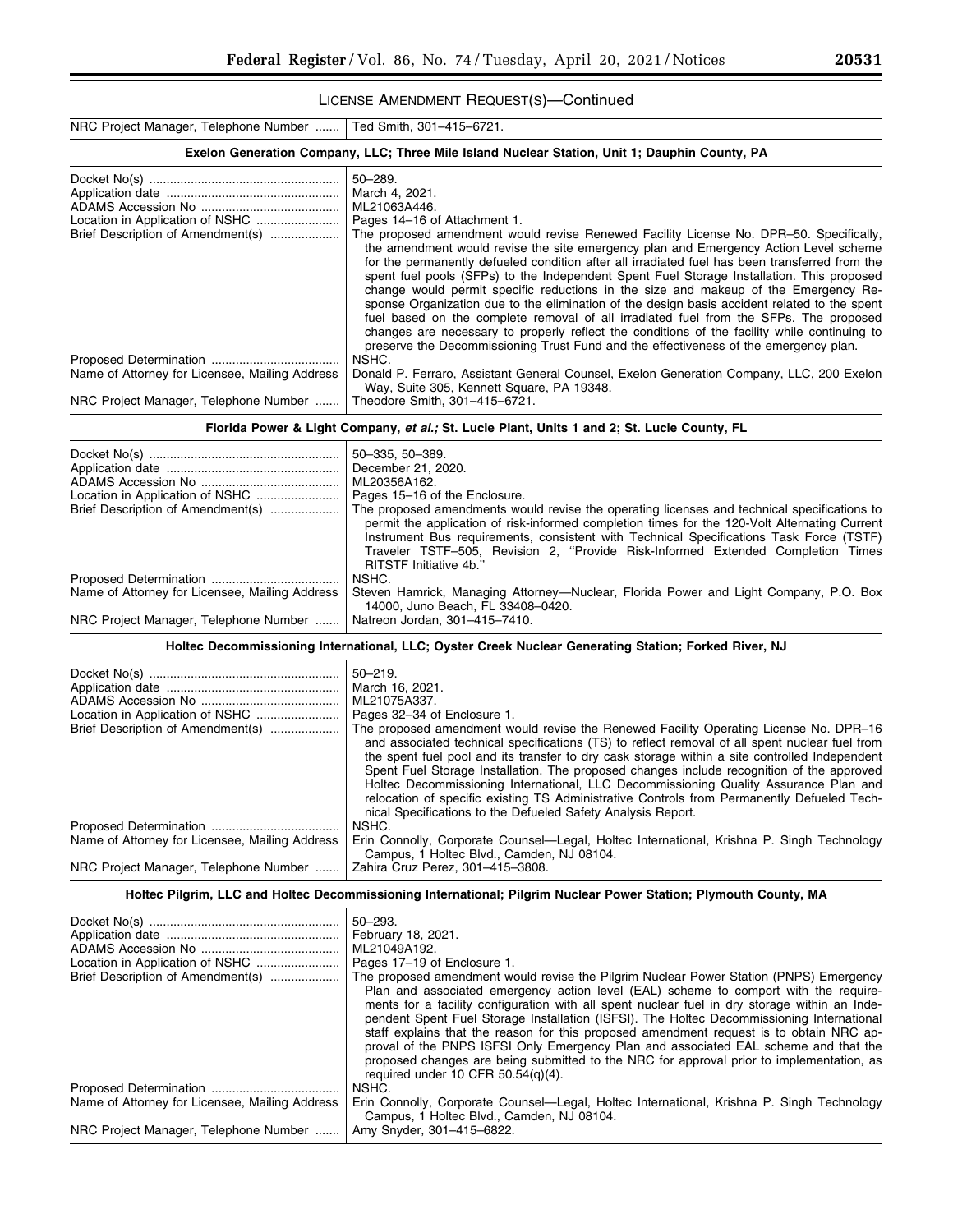## LICENSE AMENDMENT REQUEST(S)—Continued

| | |
|---|---|
| NRC Project Manager, Telephone Number | Ted Smith, 301–415–6721. |

**Exelon Generation Company, LLC; Three Mile Island Nuclear Station, Unit 1; Dauphin County, PA**

| | |
|---|---|
| Docket No(s) | 50–289. |
| Application date | March 4, 2021. |
| ADAMS Accession No | ML21063A446. |
| Location in Application of NSHC | Pages 14–16 of Attachment 1. |
| Brief Description of Amendment(s) | The proposed amendment would revise Renewed Facility License No. DPR–50. Specifically, the amendment would revise the site emergency plan and Emergency Action Level scheme for the permanently defueled condition after all irradiated fuel has been transferred from the spent fuel pools (SFPs) to the Independent Spent Fuel Storage Installation. This proposed change would permit specific reductions in the size and makeup of the Emergency Response Organization due to the elimination of the design basis accident related to the spent fuel based on the complete removal of all irradiated fuel from the SFPs. The proposed changes are necessary to properly reflect the conditions of the facility while continuing to preserve the Decommissioning Trust Fund and the effectiveness of the emergency plan. |
| Proposed Determination | NSHC. |
| Name of Attorney for Licensee, Mailing Address | Donald P. Ferraro, Assistant General Counsel, Exelon Generation Company, LLC, 200 Exelon Way, Suite 305, Kennett Square, PA 19348. |
| NRC Project Manager, Telephone Number | Theodore Smith, 301–415–6721. |

**Florida Power & Light Company, *et al.;* St. Lucie Plant, Units 1 and 2; St. Lucie County, FL**

| | |
|---|---|
| Docket No(s) | 50–335, 50–389. |
| Application date | December 21, 2020. |
| ADAMS Accession No | ML20356A162. |
| Location in Application of NSHC | Pages 15–16 of the Enclosure. |
| Brief Description of Amendment(s) | The proposed amendments would revise the operating licenses and technical specifications to permit the application of risk-informed completion times for the 120-Volt Alternating Current Instrument Bus requirements, consistent with Technical Specifications Task Force (TSTF) Traveler TSTF–505, Revision 2, "Provide Risk-Informed Extended Completion Times RITSTF Initiative 4b." |
| Proposed Determination | NSHC. |
| Name of Attorney for Licensee, Mailing Address | Steven Hamrick, Managing Attorney—Nuclear, Florida Power and Light Company, P.O. Box 14000, Juno Beach, FL 33408–0420. |
| NRC Project Manager, Telephone Number | Natreon Jordan, 301–415–7410. |

**Holtec Decommissioning International, LLC; Oyster Creek Nuclear Generating Station; Forked River, NJ**

| | |
|---|---|
| Docket No(s) | 50–219. |
| Application date | March 16, 2021. |
| ADAMS Accession No | ML21075A337. |
| Location in Application of NSHC | Pages 32–34 of Enclosure 1. |
| Brief Description of Amendment(s) | The proposed amendment would revise the Renewed Facility Operating License No. DPR–16 and associated technical specifications (TS) to reflect removal of all spent nuclear fuel from the spent fuel pool and its transfer to dry cask storage within a site controlled Independent Spent Fuel Storage Installation. The proposed changes include recognition of the approved Holtec Decommissioning International, LLC Decommissioning Quality Assurance Plan and relocation of specific existing TS Administrative Controls from Permanently Defueled Technical Specifications to the Defueled Safety Analysis Report. |
| Proposed Determination | NSHC. |
| Name of Attorney for Licensee, Mailing Address | Erin Connolly, Corporate Counsel—Legal, Holtec International, Krishna P. Singh Technology Campus, 1 Holtec Blvd., Camden, NJ 08104. |
| NRC Project Manager, Telephone Number | Zahira Cruz Perez, 301–415–3808. |

**Holtec Pilgrim, LLC and Holtec Decommissioning International; Pilgrim Nuclear Power Station; Plymouth County, MA**

| | |
|---|---|
| Docket No(s) | 50–293. |
| Application date | February 18, 2021. |
| ADAMS Accession No | ML21049A192. |
| Location in Application of NSHC | Pages 17–19 of Enclosure 1. |
| Brief Description of Amendment(s) | The proposed amendment would revise the Pilgrim Nuclear Power Station (PNPS) Emergency Plan and associated emergency action level (EAL) scheme to comport with the requirements for a facility configuration with all spent nuclear fuel in dry storage within an Independent Spent Fuel Storage Installation (ISFSI). The Holtec Decommissioning International staff explains that the reason for this proposed amendment request is to obtain NRC approval of the PNPS ISFSI Only Emergency Plan and associated EAL scheme and that the proposed changes are being submitted to the NRC for approval prior to implementation, as required under 10 CFR 50.54(q)(4). |
| Proposed Determination | NSHC. |
| Name of Attorney for Licensee, Mailing Address | Erin Connolly, Corporate Counsel—Legal, Holtec International, Krishna P. Singh Technology Campus, 1 Holtec Blvd., Camden, NJ 08104. |
| NRC Project Manager, Telephone Number | Amy Snyder, 301–415–6822. |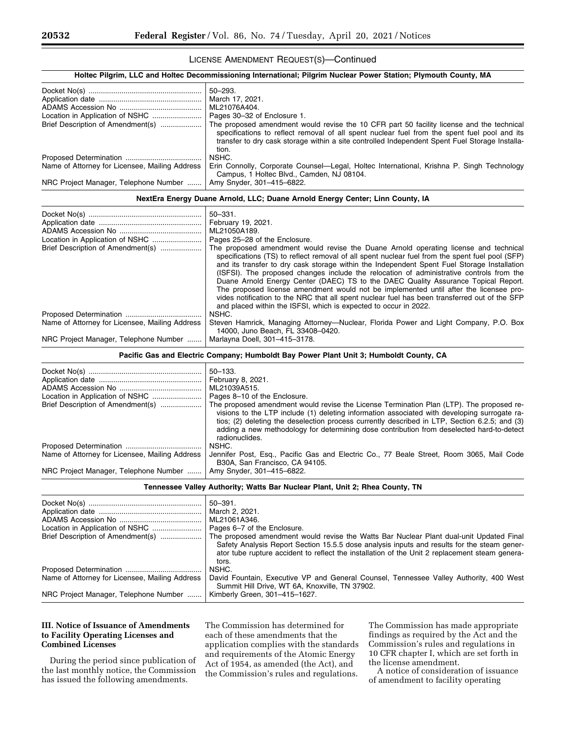## LICENSE AMENDMENT REQUEST(S)—Continued

| Holtec Pilgrim, LLC and Holtec Decommissioning International; Pilgrim Nuclear Power Station; Plymouth County, MA | |
|---|---|
| Docket No(s) | 50–293. |
| Application date | March 17, 2021. |
| ADAMS Accession No | ML21076A404. |
| Location in Application of NSHC | Pages 30–32 of Enclosure 1. |
| Brief Description of Amendment(s) | The proposed amendment would revise the 10 CFR part 50 facility license and the technical specifications to reflect removal of all spent nuclear fuel from the spent fuel pool and its transfer to dry cask storage within a site controlled Independent Spent Fuel Storage Installation. |
| Proposed Determination | NSHC. |
| Name of Attorney for Licensee, Mailing Address | Erin Connolly, Corporate Counsel—Legal, Holtec International, Krishna P. Singh Technology Campus, 1 Holtec Blvd., Camden, NJ 08104. |
| NRC Project Manager, Telephone Number | Amy Snyder, 301–415–6822. |

| NextEra Energy Duane Arnold, LLC; Duane Arnold Energy Center; Linn County, IA | |
|---|---|
| Docket No(s) | 50–331. |
| Application date | February 19, 2021. |
| ADAMS Accession No | ML21050A189. |
| Location in Application of NSHC | Pages 25–28 of the Enclosure. |
| Brief Description of Amendment(s) | The proposed amendment would revise the Duane Arnold operating license and technical specifications (TS) to reflect removal of all spent nuclear fuel from the spent fuel pool (SFP) and its transfer to dry cask storage within the Independent Spent Fuel Storage Installation (ISFSI). The proposed changes include the relocation of administrative controls from the Duane Arnold Energy Center (DAEC) TS to the DAEC Quality Assurance Topical Report. The proposed license amendment would not be implemented until after the licensee provides notification to the NRC that all spent nuclear fuel has been transferred out of the SFP and placed within the ISFSI, which is expected to occur in 2022. |
| Proposed Determination | NSHC. |
| Name of Attorney for Licensee, Mailing Address | Steven Hamrick, Managing Attorney—Nuclear, Florida Power and Light Company, P.O. Box 14000, Juno Beach, FL 33408–0420. |
| NRC Project Manager, Telephone Number | Marlayna Doell, 301–415–3178. |

| Pacific Gas and Electric Company; Humboldt Bay Power Plant Unit 3; Humboldt County, CA | |
|---|---|
| Docket No(s) | 50–133. |
| Application date | February 8, 2021. |
| ADAMS Accession No | ML21039A515. |
| Location in Application of NSHC | Pages 8–10 of the Enclosure. |
| Brief Description of Amendment(s) | The proposed amendment would revise the License Termination Plan (LTP). The proposed revisions to the LTP include (1) deleting information associated with developing surrogate ratios; (2) deleting the deselection process currently described in LTP, Section 6.2.5; and (3) adding a new methodology for determining dose contribution from deselected hard-to-detect radionuclides. |
| Proposed Determination | NSHC. |
| Name of Attorney for Licensee, Mailing Address | Jennifer Post, Esq., Pacific Gas and Electric Co., 77 Beale Street, Room 3065, Mail Code B30A, San Francisco, CA 94105. |
| NRC Project Manager, Telephone Number | Amy Snyder, 301–415–6822. |

| Tennessee Valley Authority; Watts Bar Nuclear Plant, Unit 2; Rhea County, TN | |
|---|---|
| Docket No(s) | 50–391. |
| Application date | March 2, 2021. |
| ADAMS Accession No | ML21061A346. |
| Location in Application of NSHC | Pages 6–7 of the Enclosure. |
| Brief Description of Amendment(s) | The proposed amendment would revise the Watts Bar Nuclear Plant dual-unit Updated Final Safety Analysis Report Section 15.5.5 dose analysis inputs and results for the steam generator tube rupture accident to reflect the installation of the Unit 2 replacement steam generators. |
| Proposed Determination | NSHC. |
| Name of Attorney for Licensee, Mailing Address | David Fountain, Executive VP and General Counsel, Tennessee Valley Authority, 400 West Summit Hill Drive, WT 6A, Knoxville, TN 37902. |
| NRC Project Manager, Telephone Number | Kimberly Green, 301–415–1627. |

## III. Notice of Issuance of Amendments to Facility Operating Licenses and Combined Licenses

During the period since publication of the last monthly notice, the Commission has issued the following amendments. The Commission has determined for each of these amendments that the application complies with the standards and requirements of the Atomic Energy Act of 1954, as amended (the Act), and the Commission's rules and regulations. The Commission has made appropriate findings as required by the Act and the Commission's rules and regulations in 10 CFR chapter I, which are set forth in the license amendment.

A notice of consideration of issuance of amendment to facility operating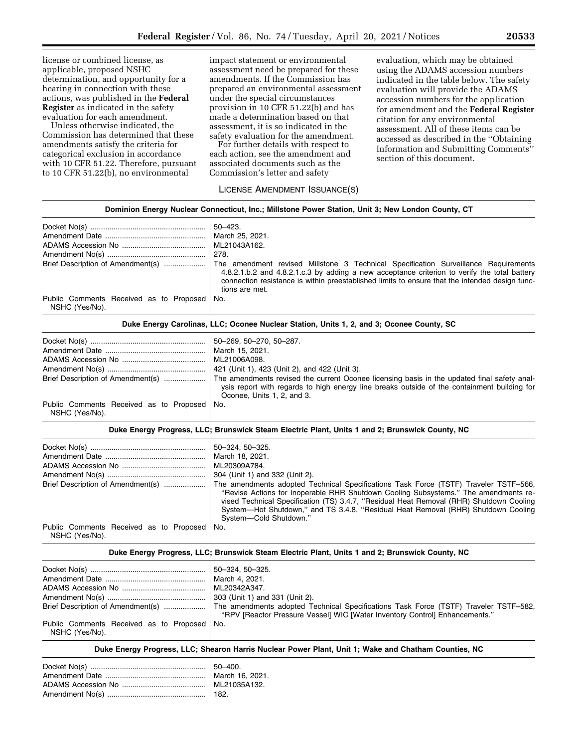license or combined license, as applicable, proposed NSHC determination, and opportunity for a hearing in connection with these actions, was published in the **Federal Register** as indicated in the safety evaluation for each amendment.

Unless otherwise indicated, the Commission has determined that these amendments satisfy the criteria for categorical exclusion in accordance with 10 CFR 51.22. Therefore, pursuant to 10 CFR 51.22(b), no environmental impact statement or environmental assessment need be prepared for these amendments. If the Commission has prepared an environmental assessment under the special circumstances provision in 10 CFR 51.22(b) and has made a determination based on that assessment, it is so indicated in the safety evaluation for the amendment.

For further details with respect to each action, see the amendment and associated documents such as the Commission's letter and safety evaluation, which may be obtained using the ADAMS accession numbers indicated in the table below. The safety evaluation will provide the ADAMS accession numbers for the application for amendment and the **Federal Register** citation for any environmental assessment. All of these items can be accessed as described in the ''Obtaining Information and Submitting Comments'' section of this document.

LICENSE AMENDMENT ISSUANCE(S)

| | |
|---|---|
| **Dominion Energy Nuclear Connecticut, Inc.; Millstone Power Station, Unit 3; New London County, CT** | |
| Docket No(s) | 50–423. |
| Amendment Date | March 25, 2021. |
| ADAMS Accession No | ML21043A162. |
| Amendment No(s) | 278. |
| Brief Description of Amendment(s) | The amendment revised Millstone 3 Technical Specification Surveillance Requirements 4.8.2.1.b.2 and 4.8.2.1.c.3 by adding a new acceptance criterion to verify the total battery connection resistance is within preestablished limits to ensure that the intended design functions are met. |
| Public Comments Received as to Proposed NSHC (Yes/No). | No. |
| **Duke Energy Carolinas, LLC; Oconee Nuclear Station, Units 1, 2, and 3; Oconee County, SC** | |
| Docket No(s) | 50–269, 50–270, 50–287. |
| Amendment Date | March 15, 2021. |
| ADAMS Accession No | ML21006A098. |
| Amendment No(s) | 421 (Unit 1), 423 (Unit 2), and 422 (Unit 3). |
| Brief Description of Amendment(s) | The amendments revised the current Oconee licensing basis in the updated final safety analysis report with regards to high energy line breaks outside of the containment building for Oconee, Units 1, 2, and 3. |
| Public Comments Received as to Proposed NSHC (Yes/No). | No. |
| **Duke Energy Progress, LLC; Brunswick Steam Electric Plant, Units 1 and 2; Brunswick County, NC** | |
| Docket No(s) | 50–324, 50–325. |
| Amendment Date | March 18, 2021. |
| ADAMS Accession No | ML20309A784. |
| Amendment No(s) | 304 (Unit 1) and 332 (Unit 2). |
| Brief Description of Amendment(s) | The amendments adopted Technical Specifications Task Force (TSTF) Traveler TSTF–566, ''Revise Actions for Inoperable RHR Shutdown Cooling Subsystems.'' The amendments revised Technical Specification (TS) 3.4.7, ''Residual Heat Removal (RHR) Shutdown Cooling System—Hot Shutdown,'' and TS 3.4.8, ''Residual Heat Removal (RHR) Shutdown Cooling System—Cold Shutdown.'' |
| Public Comments Received as to Proposed NSHC (Yes/No). | No. |
| **Duke Energy Progress, LLC; Brunswick Steam Electric Plant, Units 1 and 2; Brunswick County, NC** | |
| Docket No(s) | 50–324, 50–325. |
| Amendment Date | March 4, 2021. |
| ADAMS Accession No | ML20342A347. |
| Amendment No(s) | 303 (Unit 1) and 331 (Unit 2). |
| Brief Description of Amendment(s) | The amendments adopted Technical Specifications Task Force (TSTF) Traveler TSTF–582, ''RPV [Reactor Pressure Vessel] WIC [Water Inventory Control] Enhancements.'' |
| Public Comments Received as to Proposed NSHC (Yes/No). | No. |
| **Duke Energy Progress, LLC; Shearon Harris Nuclear Power Plant, Unit 1; Wake and Chatham Counties, NC** | |
| Docket No(s) | 50–400. |
| Amendment Date | March 16, 2021. |
| ADAMS Accession No | ML21035A132. |
| Amendment No(s) | 182. |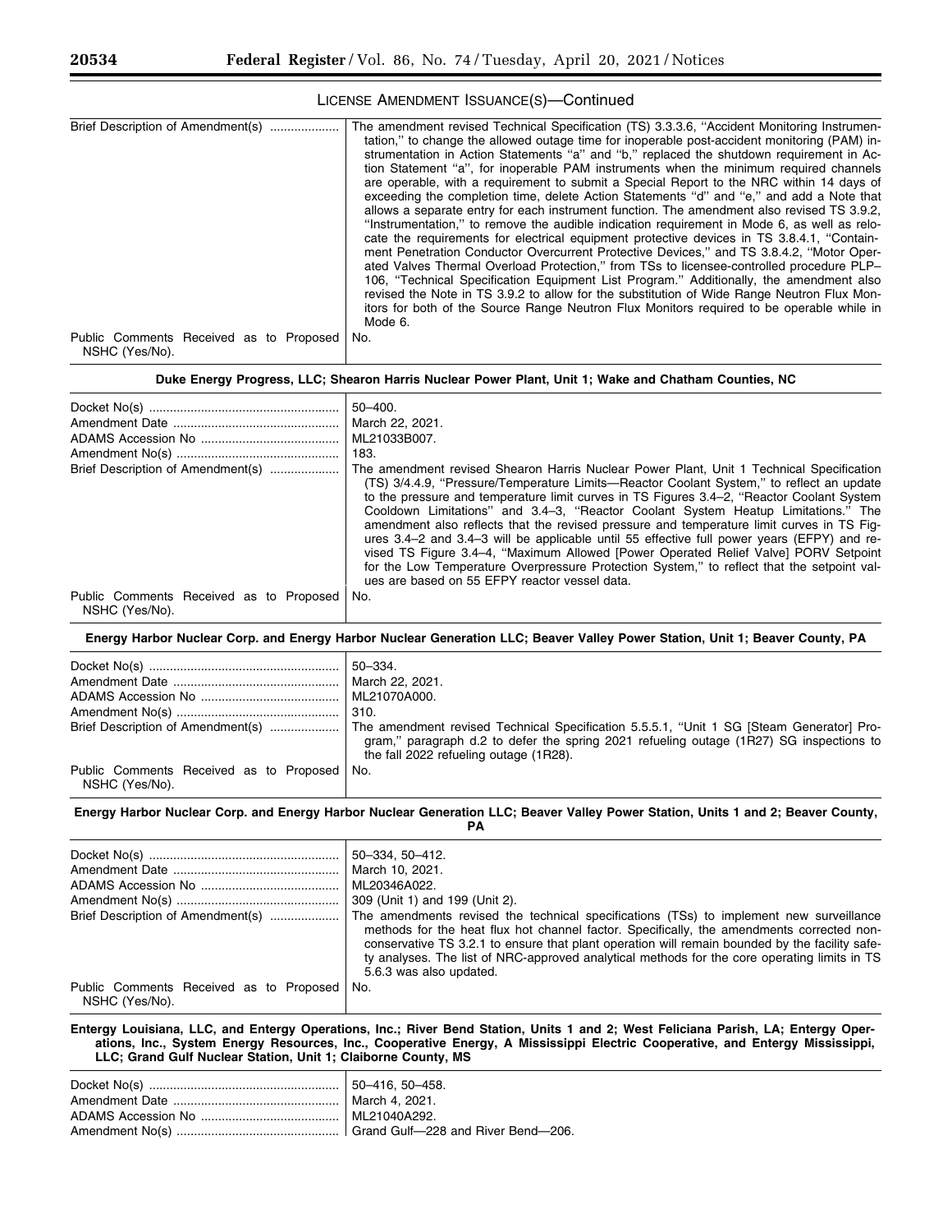LICENSE AMENDMENT ISSUANCE(S)—Continued

| | |
|---|---|
| Brief Description of Amendment(s) | The amendment revised Technical Specification (TS) 3.3.3.6, "Accident Monitoring Instrumentation," to change the allowed outage time for inoperable post-accident monitoring (PAM) instrumentation in Action Statements "a" and "b," replaced the shutdown requirement in Action Statement "a", for inoperable PAM instruments when the minimum required channels are operable, with a requirement to submit a Special Report to the NRC within 14 days of exceeding the completion time, delete Action Statements "d" and "e," and add a Note that allows a separate entry for each instrument function. The amendment also revised TS 3.9.2, "Instrumentation," to remove the audible indication requirement in Mode 6, as well as relocate the requirements for electrical equipment protective devices in TS 3.8.4.1, "Containment Penetration Conductor Overcurrent Protective Devices," and TS 3.8.4.2, "Motor Operated Valves Thermal Overload Protection," from TSs to licensee-controlled procedure PLP–106, "Technical Specification Equipment List Program." Additionally, the amendment also revised the Note in TS 3.9.2 to allow for the substitution of Wide Range Neutron Flux Monitors for both of the Source Range Neutron Flux Monitors required to be operable while in Mode 6. |
| Public Comments Received as to Proposed NSHC (Yes/No). | No. |

**Duke Energy Progress, LLC; Shearon Harris Nuclear Power Plant, Unit 1; Wake and Chatham Counties, NC**

| | |
|---|---|
| Docket No(s) | 50–400. |
| Amendment Date | March 22, 2021. |
| ADAMS Accession No | ML21033B007. |
| Amendment No(s) | 183. |
| Brief Description of Amendment(s) | The amendment revised Shearon Harris Nuclear Power Plant, Unit 1 Technical Specification (TS) 3/4.4.9, "Pressure/Temperature Limits—Reactor Coolant System," to reflect an update to the pressure and temperature limit curves in TS Figures 3.4–2, "Reactor Coolant System Cooldown Limitations" and 3.4–3, "Reactor Coolant System Heatup Limitations." The amendment also reflects that the revised pressure and temperature limit curves in TS Figures 3.4–2 and 3.4–3 will be applicable until 55 effective full power years (EFPY) and revised TS Figure 3.4–4, "Maximum Allowed [Power Operated Relief Valve] PORV Setpoint for the Low Temperature Overpressure Protection System," to reflect that the setpoint values are based on 55 EFPY reactor vessel data. |
| Public Comments Received as to Proposed NSHC (Yes/No). | No. |

**Energy Harbor Nuclear Corp. and Energy Harbor Nuclear Generation LLC; Beaver Valley Power Station, Unit 1; Beaver County, PA**

| | |
|---|---|
| Docket No(s) | 50–334. |
| Amendment Date | March 22, 2021. |
| ADAMS Accession No | ML21070A000. |
| Amendment No(s) | 310. |
| Brief Description of Amendment(s) | The amendment revised Technical Specification 5.5.5.1, "Unit 1 SG [Steam Generator] Program," paragraph d.2 to defer the spring 2021 refueling outage (1R27) SG inspections to the fall 2022 refueling outage (1R28). |
| Public Comments Received as to Proposed NSHC (Yes/No). | No. |

**Energy Harbor Nuclear Corp. and Energy Harbor Nuclear Generation LLC; Beaver Valley Power Station, Units 1 and 2; Beaver County, PA**

| | |
|---|---|
| Docket No(s) | 50–334, 50–412. |
| Amendment Date | March 10, 2021. |
| ADAMS Accession No | ML20346A022. |
| Amendment No(s) | 309 (Unit 1) and 199 (Unit 2). |
| Brief Description of Amendment(s) | The amendments revised the technical specifications (TSs) to implement new surveillance methods for the heat flux hot channel factor. Specifically, the amendments corrected nonconservative TS 3.2.1 to ensure that plant operation will remain bounded by the facility safety analyses. The list of NRC-approved analytical methods for the core operating limits in TS 5.6.3 was also updated. |
| Public Comments Received as to Proposed NSHC (Yes/No). | No. |

**Entergy Louisiana, LLC, and Entergy Operations, Inc.; River Bend Station, Units 1 and 2; West Feliciana Parish, LA; Entergy Operations, Inc., System Energy Resources, Inc., Cooperative Energy, A Mississippi Electric Cooperative, and Entergy Mississippi, LLC; Grand Gulf Nuclear Station, Unit 1; Claiborne County, MS**

| | |
|---|---|
| Docket No(s) | 50–416, 50–458. |
| Amendment Date | March 4, 2021. |
| ADAMS Accession No | ML21040A292. |
| Amendment No(s) | Grand Gulf—228 and River Bend—206. |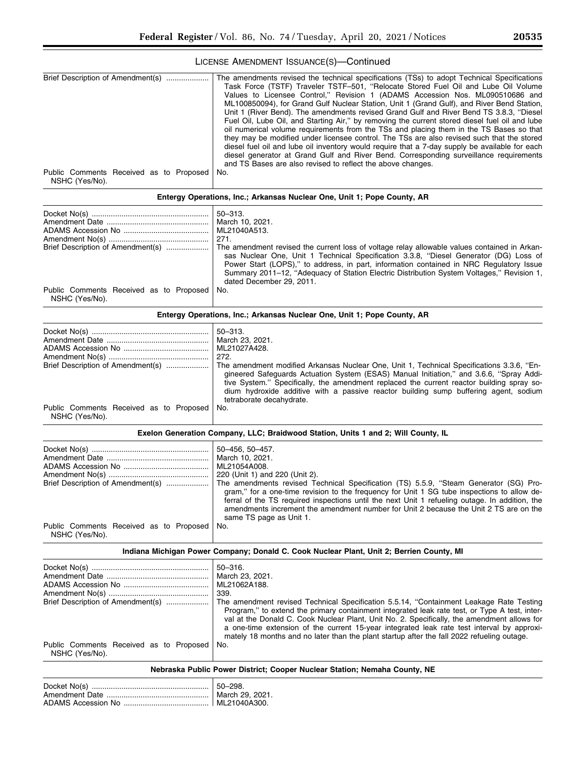LICENSE AMENDMENT ISSUANCE(S)—Continued

| | |
|---|---|
| Brief Description of Amendment(s) | The amendments revised the technical specifications (TSs) to adopt Technical Specifications Task Force (TSTF) Traveler TSTF–501, "Relocate Stored Fuel Oil and Lube Oil Volume Values to Licensee Control," Revision 1 (ADAMS Accession Nos. ML090510686 and ML100850094), for Grand Gulf Nuclear Station, Unit 1 (Grand Gulf), and River Bend Station, Unit 1 (River Bend). The amendments revised Grand Gulf and River Bend TS 3.8.3, "Diesel Fuel Oil, Lube Oil, and Starting Air," by removing the current stored diesel fuel oil and lube oil numerical volume requirements from the TSs and placing them in the TS Bases so that they may be modified under licensee control. The TSs are also revised such that the stored diesel fuel oil and lube oil inventory would require that a 7-day supply be available for each diesel generator at Grand Gulf and River Bend. Corresponding surveillance requirements and TS Bases are also revised to reflect the above changes. |
| Public Comments Received as to Proposed NSHC (Yes/No). | No. |
| **Entergy Operations, Inc.; Arkansas Nuclear One, Unit 1; Pope County, AR** | |
| Docket No(s) | 50–313. |
| Amendment Date | March 10, 2021. |
| ADAMS Accession No | ML21040A513. |
| Amendment No(s) | 271. |
| Brief Description of Amendment(s) | The amendment revised the current loss of voltage relay allowable values contained in Arkansas Nuclear One, Unit 1 Technical Specification 3.3.8, "Diesel Generator (DG) Loss of Power Start (LOPS)," to address, in part, information contained in NRC Regulatory Issue Summary 2011–12, "Adequacy of Station Electric Distribution System Voltages," Revision 1, dated December 29, 2011. |
| Public Comments Received as to Proposed NSHC (Yes/No). | No. |
| **Entergy Operations, Inc.; Arkansas Nuclear One, Unit 1; Pope County, AR** | |
| Docket No(s) | 50–313. |
| Amendment Date | March 23, 2021. |
| ADAMS Accession No | ML21027A428. |
| Amendment No(s) | 272. |
| Brief Description of Amendment(s) | The amendment modified Arkansas Nuclear One, Unit 1, Technical Specifications 3.3.6, "Engineered Safeguards Actuation System (ESAS) Manual Initiation," and 3.6.6, "Spray Additive System." Specifically, the amendment replaced the current reactor building spray sodium hydroxide additive with a passive reactor building sump buffering agent, sodium tetraborate decahydrate. |
| Public Comments Received as to Proposed NSHC (Yes/No). | No. |
| **Exelon Generation Company, LLC; Braidwood Station, Units 1 and 2; Will County, IL** | |
| Docket No(s) | 50–456, 50–457. |
| Amendment Date | March 10, 2021. |
| ADAMS Accession No | ML21054A008. |
| Amendment No(s) | 220 (Unit 1) and 220 (Unit 2). |
| Brief Description of Amendment(s) | The amendments revised Technical Specification (TS) 5.5.9, "Steam Generator (SG) Program," for a one-time revision to the frequency for Unit 1 SG tube inspections to allow deferral of the TS required inspections until the next Unit 1 refueling outage. In addition, the amendments increment the amendment number for Unit 2 because the Unit 2 TS are on the same TS page as Unit 1. |
| Public Comments Received as to Proposed NSHC (Yes/No). | No. |
| **Indiana Michigan Power Company; Donald C. Cook Nuclear Plant, Unit 2; Berrien County, MI** | |
| Docket No(s) | 50–316. |
| Amendment Date | March 23, 2021. |
| ADAMS Accession No | ML21062A188. |
| Amendment No(s) | 339. |
| Brief Description of Amendment(s) | The amendment revised Technical Specification 5.5.14, "Containment Leakage Rate Testing Program," to extend the primary containment integrated leak rate test, or Type A test, interval at the Donald C. Cook Nuclear Plant, Unit No. 2. Specifically, the amendment allows for a one-time extension of the current 15-year integrated leak rate test interval by approximately 18 months and no later than the plant startup after the fall 2022 refueling outage. |
| Public Comments Received as to Proposed NSHC (Yes/No). | No. |
| **Nebraska Public Power District; Cooper Nuclear Station; Nemaha County, NE** | |
| Docket No(s) | 50–298. |
| Amendment Date | March 29, 2021. |
| ADAMS Accession No | ML21040A300. |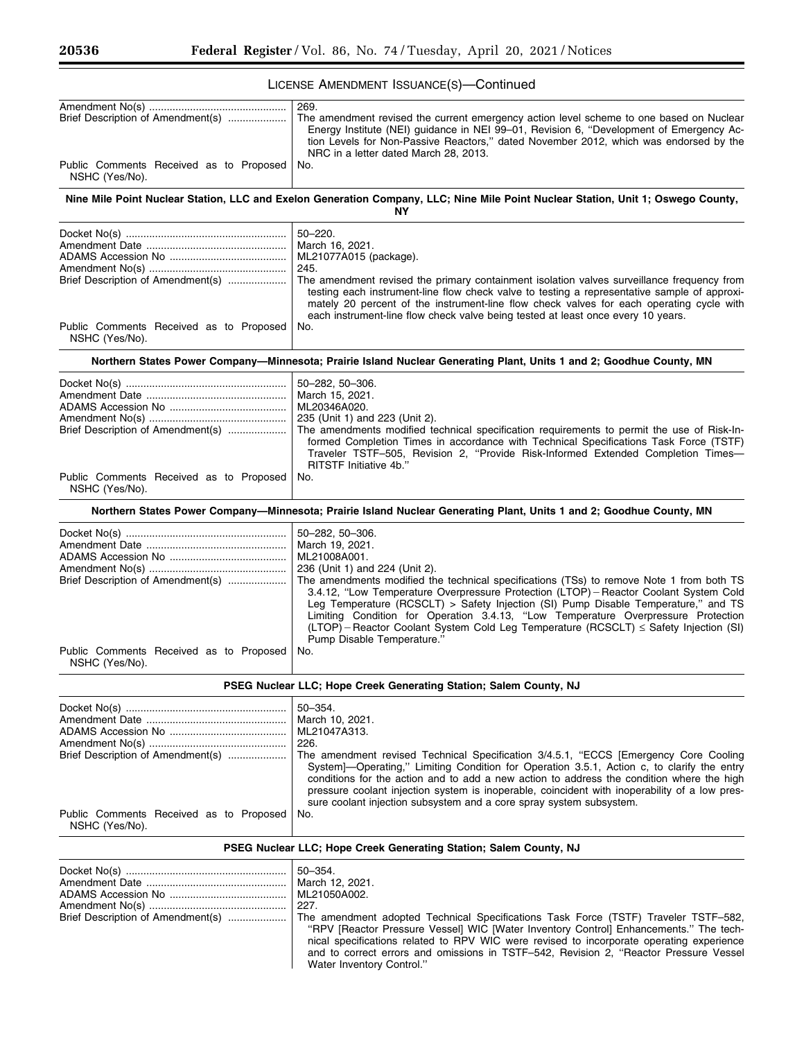## LICENSE AMENDMENT ISSUANCE(S)—Continued

| | |
|---|---|
| Amendment No(s) | 269. |
| Brief Description of Amendment(s) | The amendment revised the current emergency action level scheme to one based on Nuclear Energy Institute (NEI) guidance in NEI 99–01, Revision 6, ''Development of Emergency Action Levels for Non-Passive Reactors,'' dated November 2012, which was endorsed by the NRC in a letter dated March 28, 2013. |
| Public Comments Received as to Proposed NSHC (Yes/No). | No. |

**Nine Mile Point Nuclear Station, LLC and Exelon Generation Company, LLC; Nine Mile Point Nuclear Station, Unit 1; Oswego County, NY**

| | |
|---|---|
| Docket No(s) | 50–220. |
| Amendment Date | March 16, 2021. |
| ADAMS Accession No | ML21077A015 (package). |
| Amendment No(s) | 245. |
| Brief Description of Amendment(s) | The amendment revised the primary containment isolation valves surveillance frequency from testing each instrument-line flow check valve to testing a representative sample of approximately 20 percent of the instrument-line flow check valves for each operating cycle with each instrument-line flow check valve being tested at least once every 10 years. |
| Public Comments Received as to Proposed NSHC (Yes/No). | No. |

**Northern States Power Company—Minnesota; Prairie Island Nuclear Generating Plant, Units 1 and 2; Goodhue County, MN**

| | |
|---|---|
| Docket No(s) | 50–282, 50–306. |
| Amendment Date | March 15, 2021. |
| ADAMS Accession No | ML20346A020. |
| Amendment No(s) | 235 (Unit 1) and 223 (Unit 2). |
| Brief Description of Amendment(s) | The amendments modified technical specification requirements to permit the use of Risk-Informed Completion Times in accordance with Technical Specifications Task Force (TSTF) Traveler TSTF–505, Revision 2, ''Provide Risk-Informed Extended Completion Times—RITSTF Initiative 4b.'' |
| Public Comments Received as to Proposed NSHC (Yes/No). | No. |

**Northern States Power Company—Minnesota; Prairie Island Nuclear Generating Plant, Units 1 and 2; Goodhue County, MN**

| | |
|---|---|
| Docket No(s) | 50–282, 50–306. |
| Amendment Date | March 19, 2021. |
| ADAMS Accession No | ML21008A001. |
| Amendment No(s) | 236 (Unit 1) and 224 (Unit 2). |
| Brief Description of Amendment(s) | The amendments modified the technical specifications (TSs) to remove Note 1 from both TS 3.4.12, ''Low Temperature Overpressure Protection (LTOP) – Reactor Coolant System Cold Leg Temperature (RCSCLT) > Safety Injection (SI) Pump Disable Temperature,'' and TS Limiting Condition for Operation 3.4.13, ''Low Temperature Overpressure Protection (LTOP) – Reactor Coolant System Cold Leg Temperature (RCSCLT) ≤ Safety Injection (SI) Pump Disable Temperature.'' |
| Public Comments Received as to Proposed NSHC (Yes/No). | No. |

**PSEG Nuclear LLC; Hope Creek Generating Station; Salem County, NJ**

| | |
|---|---|
| Docket No(s) | 50–354. |
| Amendment Date | March 10, 2021. |
| ADAMS Accession No | ML21047A313. |
| Amendment No(s) | 226. |
| Brief Description of Amendment(s) | The amendment revised Technical Specification 3/4.5.1, ''ECCS [Emergency Core Cooling System]—Operating,'' Limiting Condition for Operation 3.5.1, Action c, to clarify the entry conditions for the action and to add a new action to address the condition where the high pressure coolant injection system is inoperable, coincident with inoperability of a low pressure coolant injection subsystem and a core spray system subsystem. |
| Public Comments Received as to Proposed NSHC (Yes/No). | No. |

**PSEG Nuclear LLC; Hope Creek Generating Station; Salem County, NJ**

| | |
|---|---|
| Docket No(s) | 50–354. |
| Amendment Date | March 12, 2021. |
| ADAMS Accession No | ML21050A002. |
| Amendment No(s) | 227. |
| Brief Description of Amendment(s) | The amendment adopted Technical Specifications Task Force (TSTF) Traveler TSTF–582, ''RPV [Reactor Pressure Vessel] WIC [Water Inventory Control] Enhancements.'' The technical specifications related to RPV WIC were revised to incorporate operating experience and to correct errors and omissions in TSTF–542, Revision 2, ''Reactor Pressure Vessel Water Inventory Control.'' |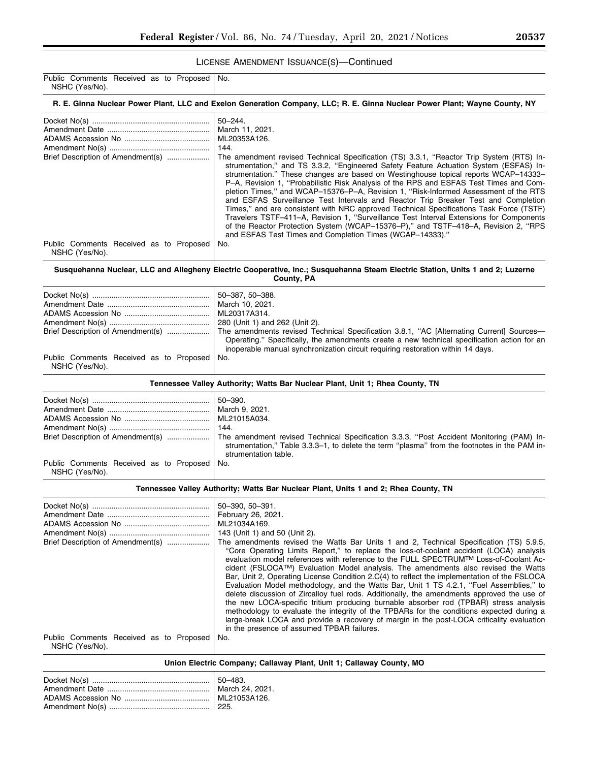LICENSE AMENDMENT ISSUANCE(S)—Continued

| | |
|---|---|
| Public Comments Received as to Proposed NSHC (Yes/No). | No. |

**R. E. Ginna Nuclear Power Plant, LLC and Exelon Generation Company, LLC; R. E. Ginna Nuclear Power Plant; Wayne County, NY**

| | |
|---|---|
| Docket No(s) | 50–244. |
| Amendment Date | March 11, 2021. |
| ADAMS Accession No | ML20353A126. |
| Amendment No(s) | 144. |
| Brief Description of Amendment(s) | The amendment revised Technical Specification (TS) 3.3.1, ''Reactor Trip System (RTS) Instrumentation,'' and TS 3.3.2, ''Engineered Safety Feature Actuation System (ESFAS) Instrumentation.'' These changes are based on Westinghouse topical reports WCAP–14333–P–A, Revision 1, ''Probabilistic Risk Analysis of the RPS and ESFAS Test Times and Completion Times,'' and WCAP–15376–P–A, Revision 1, ''Risk-Informed Assessment of the RTS and ESFAS Surveillance Test Intervals and Reactor Trip Breaker Test and Completion Times,'' and are consistent with NRC approved Technical Specifications Task Force (TSTF) Travelers TSTF–411–A, Revision 1, ''Surveillance Test Interval Extensions for Components of the Reactor Protection System (WCAP–15376–P),'' and TSTF–418–A, Revision 2, ''RPS and ESFAS Test Times and Completion Times (WCAP–14333).'' |
| Public Comments Received as to Proposed NSHC (Yes/No). | No. |

**Susquehanna Nuclear, LLC and Allegheny Electric Cooperative, Inc.; Susquehanna Steam Electric Station, Units 1 and 2; Luzerne County, PA**

| | |
|---|---|
| Docket No(s) | 50–387, 50–388. |
| Amendment Date | March 10, 2021. |
| ADAMS Accession No | ML20317A314. |
| Amendment No(s) | 280 (Unit 1) and 262 (Unit 2). |
| Brief Description of Amendment(s) | The amendments revised Technical Specification 3.8.1, ''AC [Alternating Current] Sources—Operating.'' Specifically, the amendments create a new technical specification action for an inoperable manual synchronization circuit requiring restoration within 14 days. |
| Public Comments Received as to Proposed NSHC (Yes/No). | No. |

**Tennessee Valley Authority; Watts Bar Nuclear Plant, Unit 1; Rhea County, TN**

| | |
|---|---|
| Docket No(s) | 50–390. |
| Amendment Date | March 9, 2021. |
| ADAMS Accession No | ML21015A034. |
| Amendment No(s) | 144. |
| Brief Description of Amendment(s) | The amendment revised Technical Specification 3.3.3, ''Post Accident Monitoring (PAM) Instrumentation,'' Table 3.3.3–1, to delete the term ''plasma'' from the footnotes in the PAM instrumentation table. |
| Public Comments Received as to Proposed NSHC (Yes/No). | No. |

**Tennessee Valley Authority; Watts Bar Nuclear Plant, Units 1 and 2; Rhea County, TN**

| | |
|---|---|
| Docket No(s) | 50–390, 50–391. |
| Amendment Date | February 26, 2021. |
| ADAMS Accession No | ML21034A169. |
| Amendment No(s) | 143 (Unit 1) and 50 (Unit 2). |
| Brief Description of Amendment(s) | The amendments revised the Watts Bar Units 1 and 2, Technical Specification (TS) 5.9.5, ''Core Operating Limits Report,'' to replace the loss-of-coolant accident (LOCA) analysis evaluation model references with reference to the FULL SPECTRUM™ Loss-of-Coolant Accident (FSLOCA™) Evaluation Model analysis. The amendments also revised the Watts Bar, Unit 2, Operating License Condition 2.C(4) to reflect the implementation of the FSLOCA Evaluation Model methodology, and the Watts Bar, Unit 1 TS 4.2.1, ''Fuel Assemblies,'' to delete discussion of Zircalloy fuel rods. Additionally, the amendments approved the use of the new LOCA-specific tritium producing burnable absorber rod (TPBAR) stress analysis methodology to evaluate the integrity of the TPBARs for the conditions expected during a large-break LOCA and provide a recovery of margin in the post-LOCA criticality evaluation in the presence of assumed TPBAR failures. |
| Public Comments Received as to Proposed NSHC (Yes/No). | No. |

**Union Electric Company; Callaway Plant, Unit 1; Callaway County, MO**

| | |
|---|---|
| Docket No(s) | 50–483. |
| Amendment Date | March 24, 2021. |
| ADAMS Accession No | ML21053A126. |
| Amendment No(s) | 225. |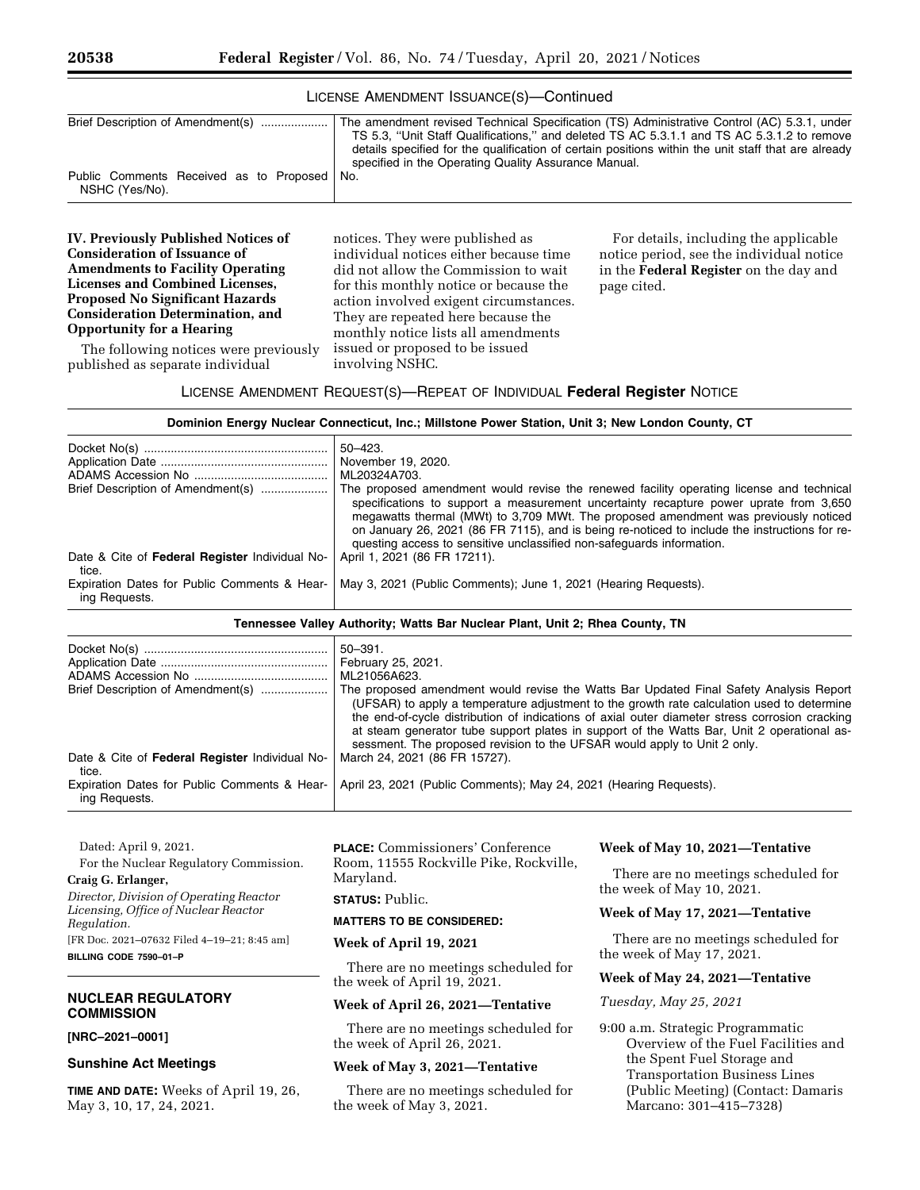LICENSE AMENDMENT ISSUANCE(S)—Continued

| | |
|---|---|
| Brief Description of Amendment(s) | The amendment revised Technical Specification (TS) Administrative Control (AC) 5.3.1, under TS 5.3, "Unit Staff Qualifications," and deleted TS AC 5.3.1.1 and TS AC 5.3.1.2 to remove details specified for the qualification of certain positions within the unit staff that are already specified in the Operating Quality Assurance Manual. |
| Public Comments Received as to Proposed NSHC (Yes/No). | No. |

## IV. Previously Published Notices of Consideration of Issuance of Amendments to Facility Operating Licenses and Combined Licenses, Proposed No Significant Hazards Consideration Determination, and Opportunity for a Hearing

The following notices were previously published as separate individual notices. They were published as individual notices either because time did not allow the Commission to wait for this monthly notice or because the action involved exigent circumstances. They are repeated here because the monthly notice lists all amendments issued or proposed to be issued involving NSHC.

For details, including the applicable notice period, see the individual notice in the **Federal Register** on the day and page cited.

LICENSE AMENDMENT REQUEST(S)—REPEAT OF INDIVIDUAL **Federal Register** NOTICE

| **Dominion Energy Nuclear Connecticut, Inc.; Millstone Power Station, Unit 3; New London County, CT** | |
|---|---|
| Docket No(s) | 50–423. |
| Application Date | November 19, 2020. |
| ADAMS Accession No | ML20324A703. |
| Brief Description of Amendment(s) | The proposed amendment would revise the renewed facility operating license and technical specifications to support a measurement uncertainty recapture power uprate from 3,650 megawatts thermal (MWt) to 3,709 MWt. The proposed amendment was previously noticed on January 26, 2021 (86 FR 7115), and is being re-noticed to include the instructions for requesting access to sensitive unclassified non-safeguards information. |
| Date & Cite of **Federal Register** Individual Notice. | April 1, 2021 (86 FR 17211). |
| Expiration Dates for Public Comments & Hearing Requests. | May 3, 2021 (Public Comments); June 1, 2021 (Hearing Requests). |
| **Tennessee Valley Authority; Watts Bar Nuclear Plant, Unit 2; Rhea County, TN** | |
| Docket No(s) | 50–391. |
| Application Date | February 25, 2021. |
| ADAMS Accession No | ML21056A623. |
| Brief Description of Amendment(s) | The proposed amendment would revise the Watts Bar Updated Final Safety Analysis Report (UFSAR) to apply a temperature adjustment to the growth rate calculation used to determine the end-of-cycle distribution of indications of axial outer diameter stress corrosion cracking at steam generator tube support plates in support of the Watts Bar, Unit 2 operational assessment. The proposed revision to the UFSAR would apply to Unit 2 only. |
| Date & Cite of **Federal Register** Individual Notice. | March 24, 2021 (86 FR 15727). |
| Expiration Dates for Public Comments & Hearing Requests. | April 23, 2021 (Public Comments); May 24, 2021 (Hearing Requests). |

Dated: April 9, 2021.

For the Nuclear Regulatory Commission.

**Craig G. Erlanger,**

*Director, Division of Operating Reactor Licensing, Office of Nuclear Reactor Regulation.*

[FR Doc. 2021–07632 Filed 4–19–21; 8:45 am]

**BILLING CODE 7590–01–P**

## NUCLEAR REGULATORY COMMISSION

**[NRC–2021–0001]**

## Sunshine Act Meetings

**TIME AND DATE:** Weeks of April 19, 26, May 3, 10, 17, 24, 2021.

**PLACE:** Commissioners' Conference Room, 11555 Rockville Pike, Rockville, Maryland.

**STATUS:** Public.

**MATTERS TO BE CONSIDERED:**

### Week of April 19, 2021

There are no meetings scheduled for the week of April 19, 2021.

### Week of April 26, 2021—Tentative

There are no meetings scheduled for the week of April 26, 2021.

### Week of May 3, 2021—Tentative

There are no meetings scheduled for the week of May 3, 2021.

### Week of May 10, 2021—Tentative

There are no meetings scheduled for the week of May 10, 2021.

### Week of May 17, 2021—Tentative

There are no meetings scheduled for the week of May 17, 2021.

### Week of May 24, 2021—Tentative

*Tuesday, May 25, 2021*

9:00 a.m. Strategic Programmatic Overview of the Fuel Facilities and the Spent Fuel Storage and Transportation Business Lines (Public Meeting) (Contact: Damaris Marcano: 301–415–7328)